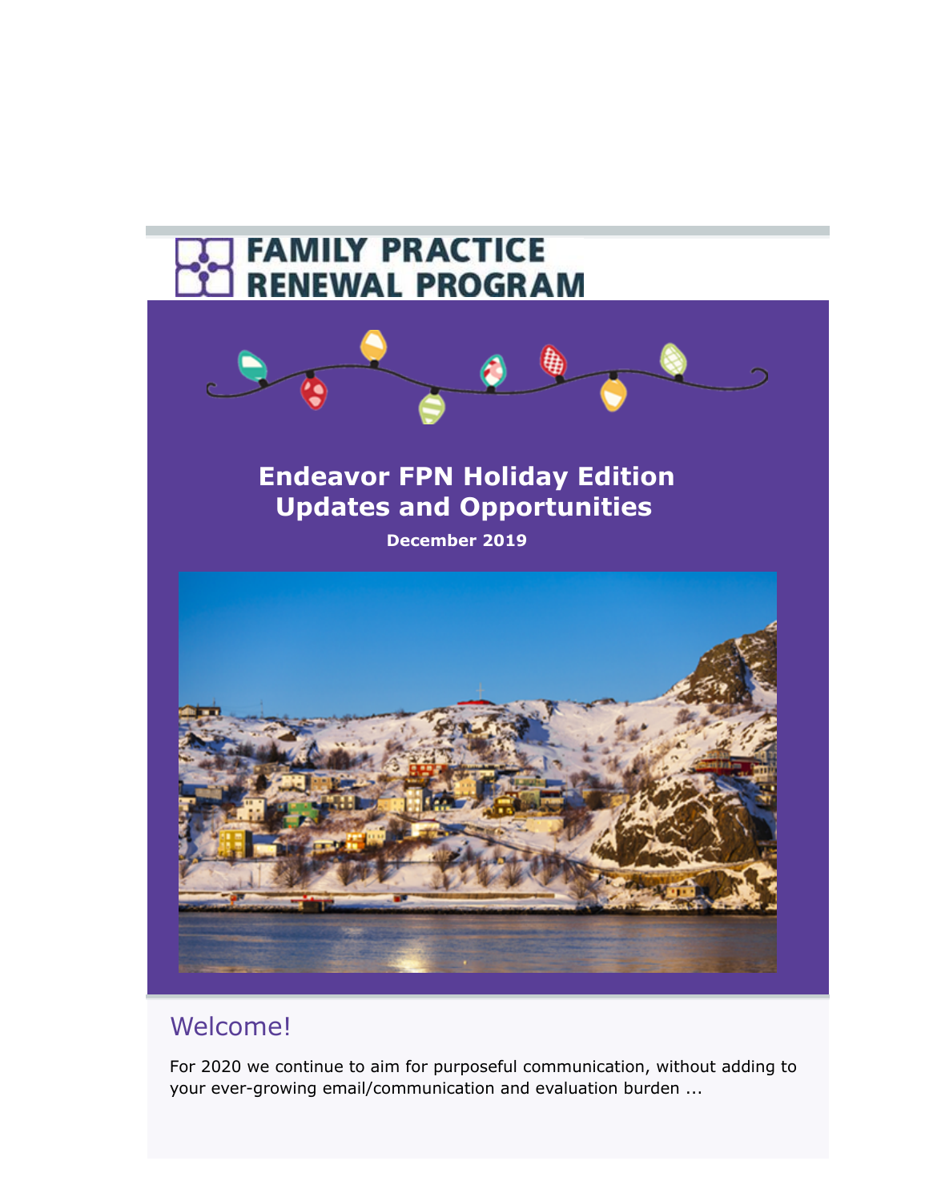FAMILY PRACTICE RENEWAL PROGRAM

# Endeavor FPN Holiday Edition Updates and Opportunities

**December 2019**

## Welcome!

For 2020 we continue to aim for purposeful communication, without adding to your ever-growing email/communication and evaluation burden ...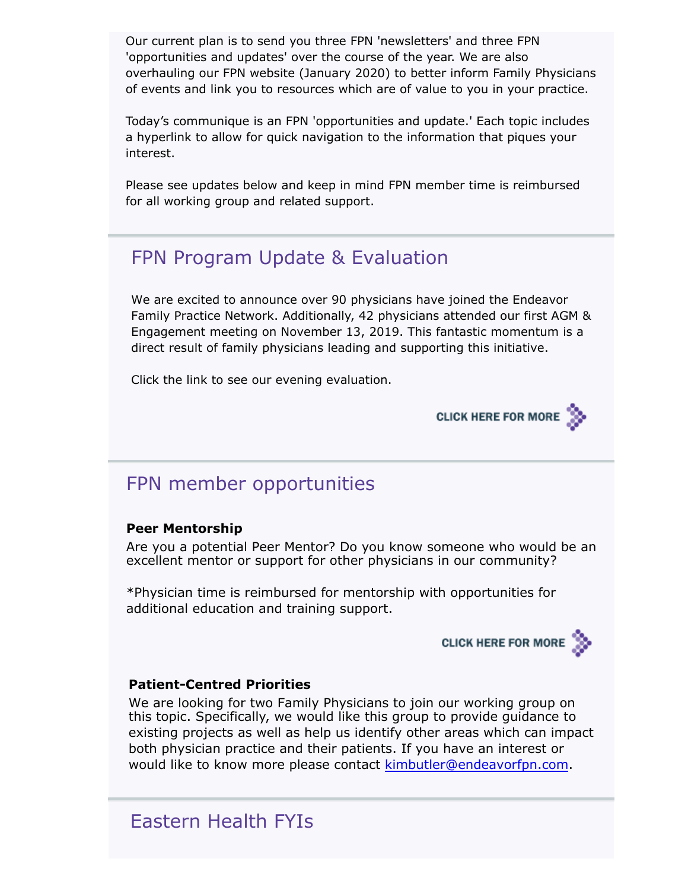Our current plan is to send you three FPN 'newsletters' and three FPN 'opportunities and updates' over the course of the year. We are also overhauling our FPN website (January 2020) to better inform Family Physicians of events and link you to resources which are of value to you in your practice.

Today's communique is an FPN 'opportunities and update.' Each topic includes a hyperlink to allow for quick navigation to the information that piques your interest.

Please see updates below and keep in mind FPN member time is reimbursed for all working group and related support.

## FPN Program Update & Evaluation

We are excited to announce over 90 physicians have joined the Endeavor Family Practice Network. Additionally, 42 physicians attended our first AGM & Engagement meeting on November 13, 2019. This fantastic momentum is a direct result of family physicians leading and supporting this initiative.

Click the link to see our evening evaluation.

CLICK HERE FOR MORE

## FPN member opportunities

**Peer Mentorship**

Are you a potential Peer Mentor? Do you know someone who would be an excellent mentor or support for other physicians in our community?

*Physician time is reimbursed for mentorship with opportunities for additional education and training support.

CLICK HERE FOR MORE

**Patient-Centred Priorities**

We are looking for two Family Physicians to join our working group on this topic. Specifically, we would like this group to provide guidance to existing projects as well as help us identify other areas which can impact both physician practice and their patients. If you have an interest or would like to know more please contact kimbutler@endeavorfpn.com.

## Eastern Health FYIs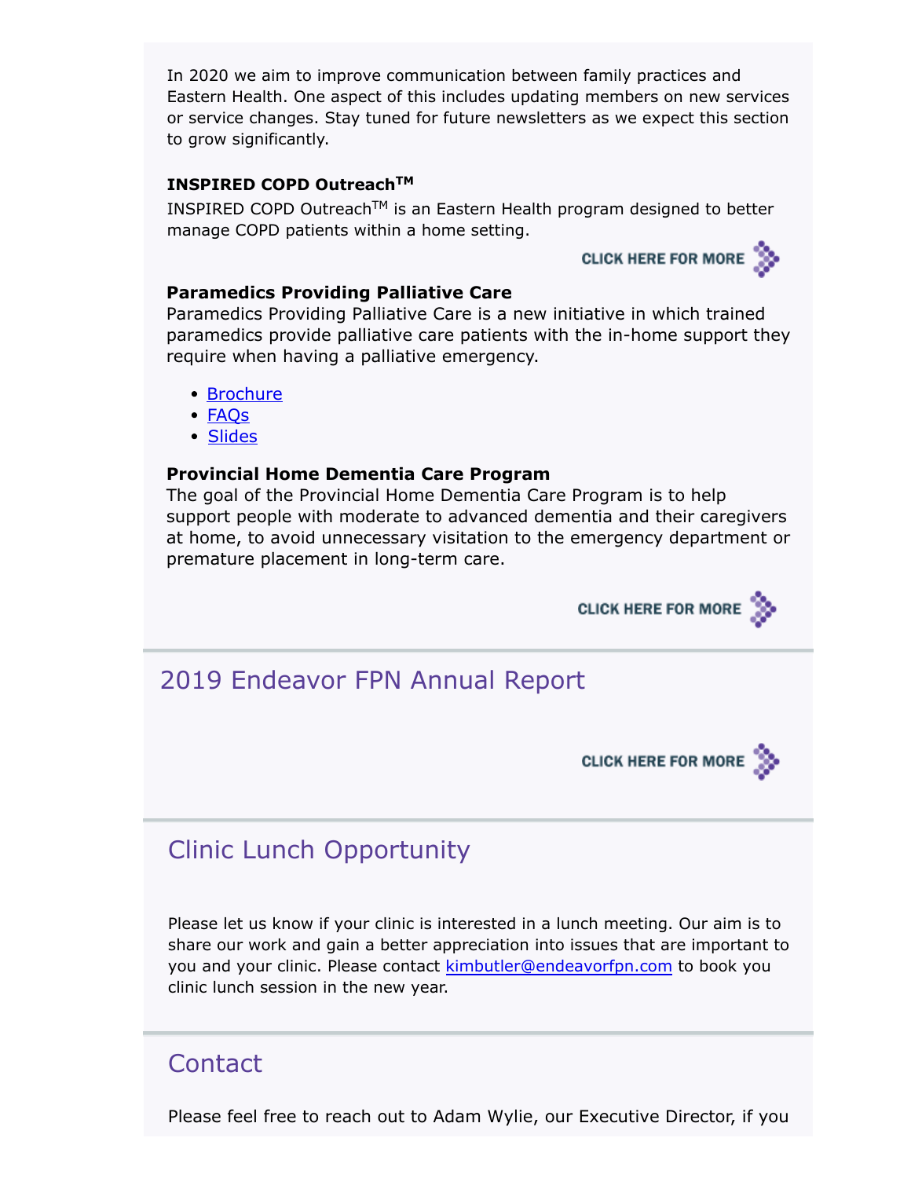In 2020 we aim to improve communication between family practices and Eastern Health. One aspect of this includes updating members on new services or service changes. Stay tuned for future newsletters as we expect this section to grow significantly.

**INSPIRED COPD Outreach™**

INSPIRED COPD Outreach™ is an Eastern Health program designed to better manage COPD patients within a home setting.

CLICK HERE FOR MORE

**Paramedics Providing Palliative Care**

Paramedics Providing Palliative Care is a new initiative in which trained paramedics provide palliative care patients with the in-home support they require when having a palliative emergency.

- Brochure
- FAQs
- Slides

**Provincial Home Dementia Care Program**

The goal of the Provincial Home Dementia Care Program is to help support people with moderate to advanced dementia and their caregivers at home, to avoid unnecessary visitation to the emergency department or premature placement in long-term care.

CLICK HERE FOR MORE

## 2019 Endeavor FPN Annual Report

CLICK HERE FOR MORE

## Clinic Lunch Opportunity

Please let us know if your clinic is interested in a lunch meeting. Our aim is to share our work and gain a better appreciation into issues that are important to you and your clinic. Please contact kimbutler@endeavorfpn.com to book you clinic lunch session in the new year.

## Contact

Please feel free to reach out to Adam Wylie, our Executive Director, if you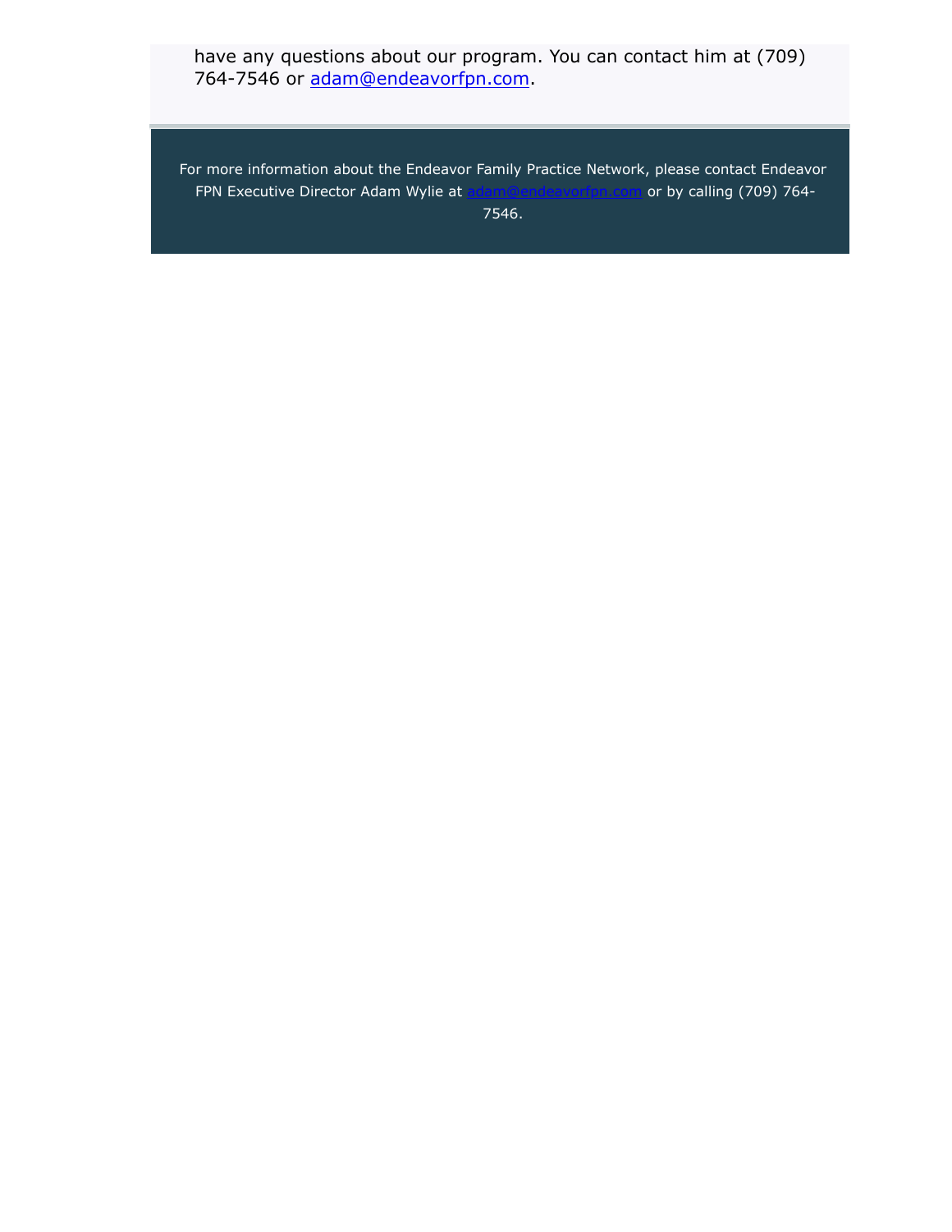have any questions about our program. You can contact him at (709) 764-7546 or adam@endeavorfpn.com.

For more information about the Endeavor Family Practice Network, please contact Endeavor FPN Executive Director Adam Wylie at adam@endeavorfpn.com or by calling (709) 764-7546.